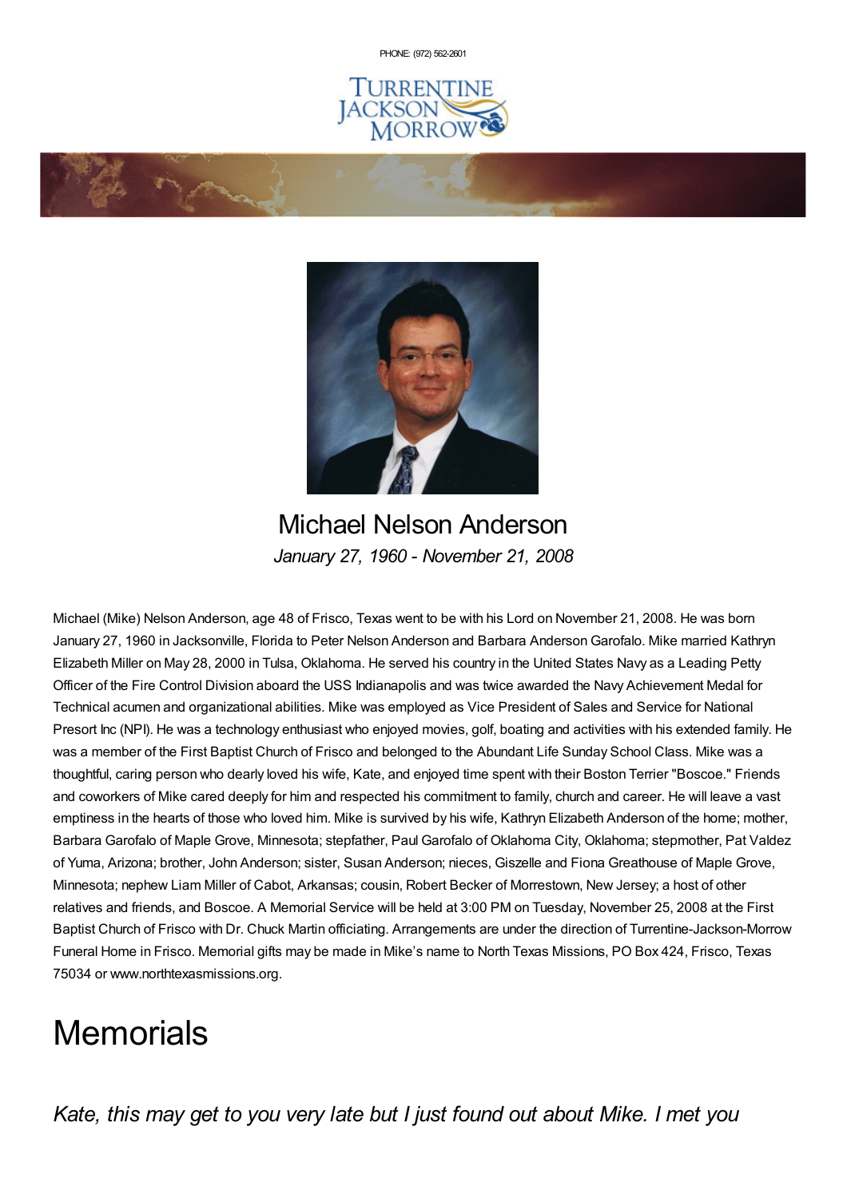PHONE: (972) 562-2601

# Michael Nelson Anderson

*January 27, 1960 - November 21, 2008*

Michael (Mike) Nelson Anderson, age 48 of Frisco, Texas went to be with his Lord on November 21, 2008. He was born January 27, 1960 in Jacksonville, Florida to Peter Nelson Anderson and Barbara Anderson Garofalo. Mike married Kathryn Elizabeth Miller on May 28, 2000 in Tulsa, Oklahoma. He served his country in the United States Navy as a Leading Petty Officer of the Fire Control Division aboard the USS Indianapolis and was twice awarded the Navy Achievement Medal for Technical acumen and organizational abilities. Mike was employed as Vice President of Sales and Service for National Presort Inc (NPI). He was a technology enthusiast who enjoyed movies, golf, boating and activities with his extended family. He was a member of the First Baptist Church of Frisco and belonged to the Abundant Life Sunday School Class. Mike was a thoughtful, caring person who dearly loved his wife, Kate, and enjoyed time spent with their Boston Terrier "Boscoe." Friends and coworkers of Mike cared deeply for him and respected his commitment to family, church and career. He will leave a vast emptiness in the hearts of those who loved him. Mike is survived by his wife, Kathryn Elizabeth Anderson of the home; mother, Barbara Garofalo of Maple Grove, Minnesota; stepfather, Paul Garofalo of Oklahoma City, Oklahoma; stepmother, Pat Valdez of Yuma, Arizona; brother, John Anderson; sister, Susan Anderson; nieces, Giszelle and Fiona Greathouse of Maple Grove, Minnesota; nephew Liam Miller of Cabot, Arkansas; cousin, Robert Becker of Morrestown, New Jersey; a host of other relatives and friends, and Boscoe. A Memorial Service will be held at 3:00 PM on Tuesday, November 25, 2008 at the First Baptist Church of Frisco with Dr. Chuck Martin officiating. Arrangements are under the direction of Turrentine-Jackson-Morrow Funeral Home in Frisco. Memorial gifts may be made in Mike's name to North Texas Missions, PO Box 424, Frisco, Texas 75034 or www.northtexasmissions.org.

# Memorials

*Kate, this may get to you very late but I just found out about Mike. I met you*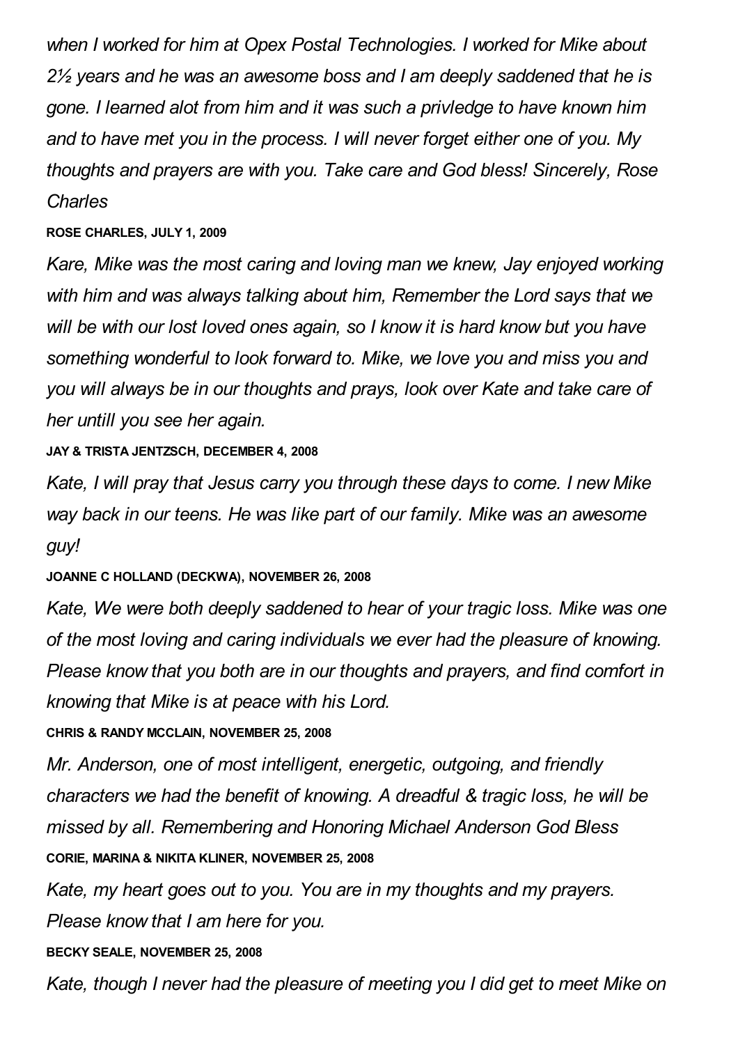*when I worked for him at Opex Postal Technologies. I worked for Mike about 2½ years and he was an awesome boss and I am deeply saddened that he is gone. I learned alot from him and it was such a privledge to have known him and to have met you in the process. I will never forget either one of you. My thoughts and prayers are with you. Take care and God bless! Sincerely, Rose Charles*

**ROSE CHARLES, JULY 1, 2009**

*Kare, Mike was the most caring and loving man we knew, Jay enjoyed working with him and was always talking about him, Remember the Lord says that we will be with our lost loved ones again, so I know it is hard know but you have something wonderful to look forward to. Mike, we love you and miss you and you will always be in our thoughts and prays, look over Kate and take care of her untill you see her again.*

**JAY & TRISTA JENTZSCH, DECEMBER 4, 2008**

*Kate, I will pray that Jesus carry you through these days to come. I new Mike way back in our teens. He was like part of our family. Mike was an awesome guy!*

**JOANNE C HOLLAND (DECKWA), NOVEMBER 26, 2008**

*Kate, We were both deeply saddened to hear of your tragic loss. Mike was one of the most loving and caring individuals we ever had the pleasure of knowing. Please know that you both are in our thoughts and prayers, and find comfort in knowing that Mike is at peace with his Lord.*

**CHRIS & RANDY MCCLAIN, NOVEMBER 25, 2008**

*Mr. Anderson, one of most intelligent, energetic, outgoing, and friendly characters we had the benefit of knowing. A dreadful & tragic loss, he will be missed by all. Remembering and Honoring Michael Anderson God Bless*

**CORIE, MARINA & NIKITA KLINER, NOVEMBER 25, 2008**

*Kate, my heart goes out to you. You are in my thoughts and my prayers. Please know that I am here for you.*

**BECKY SEALE, NOVEMBER 25, 2008**

*Kate, though I never had the pleasure of meeting you I did get to meet Mike on*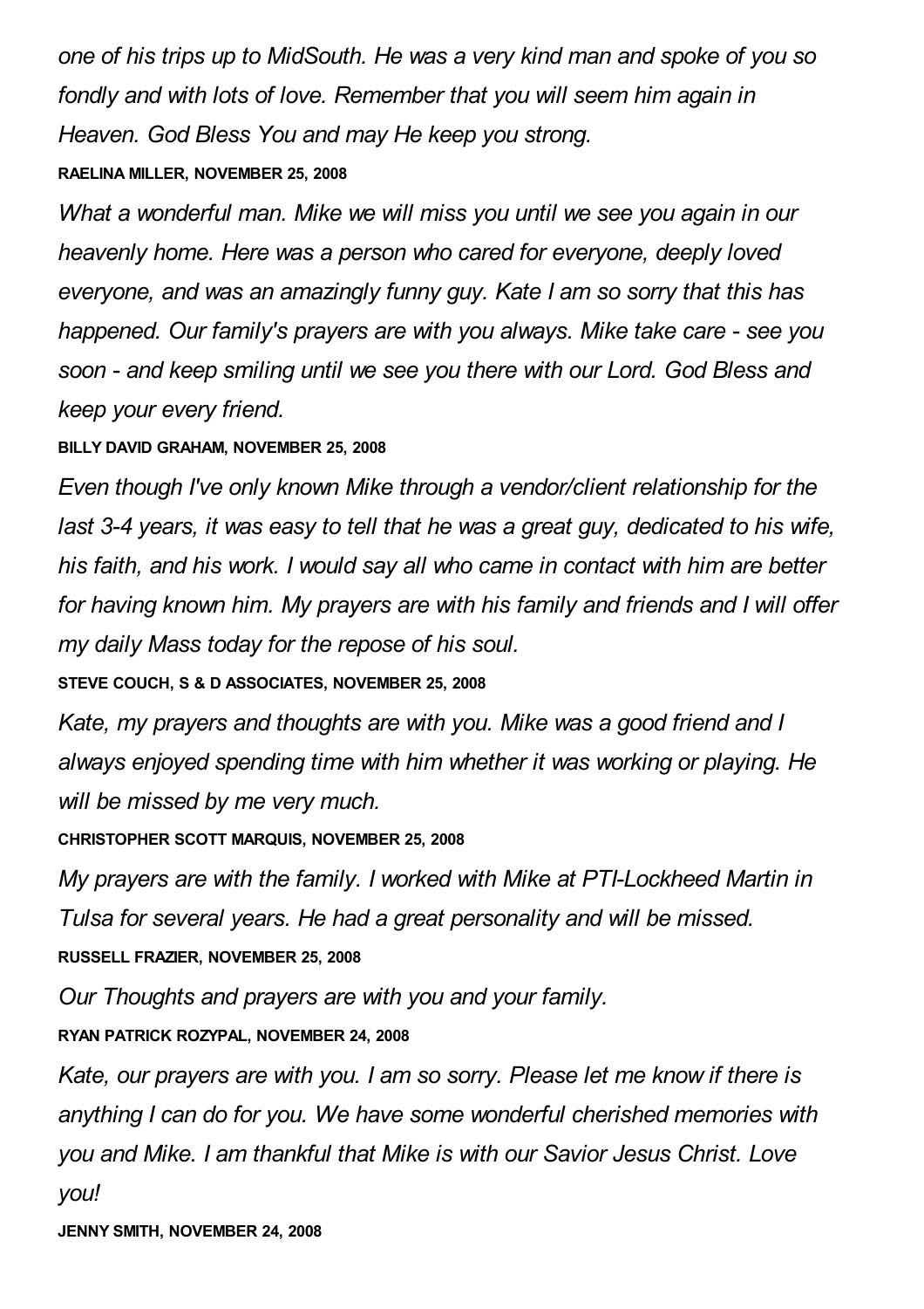*one of his trips up to MidSouth. He was a very kind man and spoke of you so fondly and with lots of love. Remember that you will seem him again in Heaven. God Bless You and may He keep you strong.*

**RAELINA MILLER, NOVEMBER 25, 2008**

*What a wonderful man. Mike we will miss you until we see you again in our heavenly home. Here was a person who cared for everyone, deeply loved everyone, and was an amazingly funny guy. Kate I am so sorry that this has happened. Our family's prayers are with you always. Mike take care - see you soon - and keep smiling until we see you there with our Lord. God Bless and keep your every friend.*

**BILLY DAVID GRAHAM, NOVEMBER 25, 2008**

*Even though I've only known Mike through a vendor/client relationship for the last 3-4 years, it was easy to tell that he was a great guy, dedicated to his wife, his faith, and his work. I would say all who came in contact with him are better for having known him. My prayers are with his family and friends and I will offer my daily Mass today for the repose of his soul.*

**STEVE COUCH, S & D ASSOCIATES, NOVEMBER 25, 2008**

*Kate, my prayers and thoughts are with you. Mike was a good friend and I always enjoyed spending time with him whether it was working or playing. He will be missed by me very much.*

**CHRISTOPHER SCOTT MARQUIS, NOVEMBER 25, 2008**

*My prayers are with the family. I worked with Mike at PTI-Lockheed Martin in Tulsa for several years. He had a great personality and will be missed.*

**RUSSELL FRAZIER, NOVEMBER 25, 2008**

*Our Thoughts and prayers are with you and your family.*

**RYAN PATRICK ROZYPAL, NOVEMBER 24, 2008**

*Kate, our prayers are with you. I am so sorry. Please let me know if there is anything I can do for you. We have some wonderful cherished memories with you and Mike. I am thankful that Mike is with our Savior Jesus Christ. Love you!*

**JENNY SMITH, NOVEMBER 24, 2008**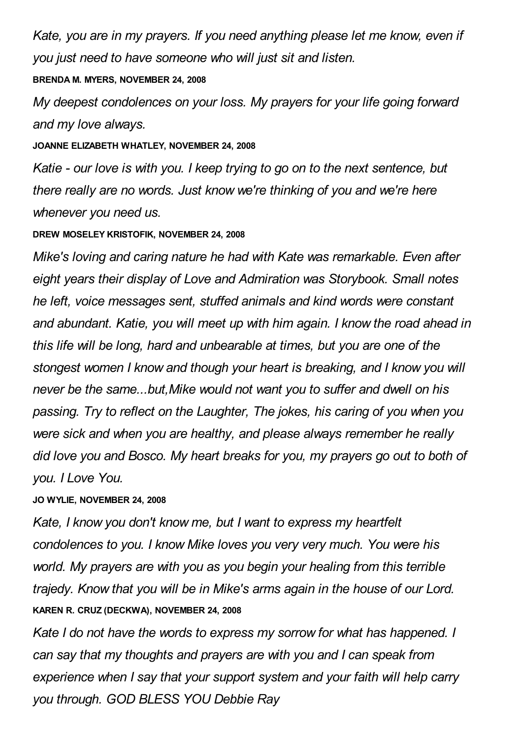*Kate, you are in my prayers. If you need anything please let me know, even if you just need to have someone who will just sit and listen.*

**BRENDA M. MYERS, NOVEMBER 24, 2008**

*My deepest condolences on your loss. My prayers for your life going forward and my love always.*

**JOANNE ELIZABETH WHATLEY, NOVEMBER 24, 2008**

*Katie - our love is with you. I keep trying to go on to the next sentence, but there really are no words. Just know we're thinking of you and we're here whenever you need us.*

**DREW MOSELEY KRISTOFIK, NOVEMBER 24, 2008**

*Mike's loving and caring nature he had with Kate was remarkable. Even after eight years their display of Love and Admiration was Storybook. Small notes he left, voice messages sent, stuffed animals and kind words were constant and abundant. Katie, you will meet up with him again. I know the road ahead in this life will be long, hard and unbearable at times, but you are one of the stongest women I know and though your heart is breaking, and I know you will never be the same...but,Mike would not want you to suffer and dwell on his passing. Try to reflect on the Laughter, The jokes, his caring of you when you were sick and when you are healthy, and please always remember he really did love you and Bosco. My heart breaks for you, my prayers go out to both of you. I Love You.*

**JO WYLIE, NOVEMBER 24, 2008**

*Kate, I know you don't know me, but I want to express my heartfelt condolences to you. I know Mike loves you very very much. You were his world. My prayers are with you as you begin your healing from this terrible trajedy. Know that you will be in Mike's arms again in the house of our Lord.*

**KAREN R. CRUZ (DECKWA), NOVEMBER 24, 2008**

*Kate I do not have the words to express my sorrow for what has happened. I can say that my thoughts and prayers are with you and I can speak from experience when I say that your support system and your faith will help carry you through. GOD BLESS YOU Debbie Ray*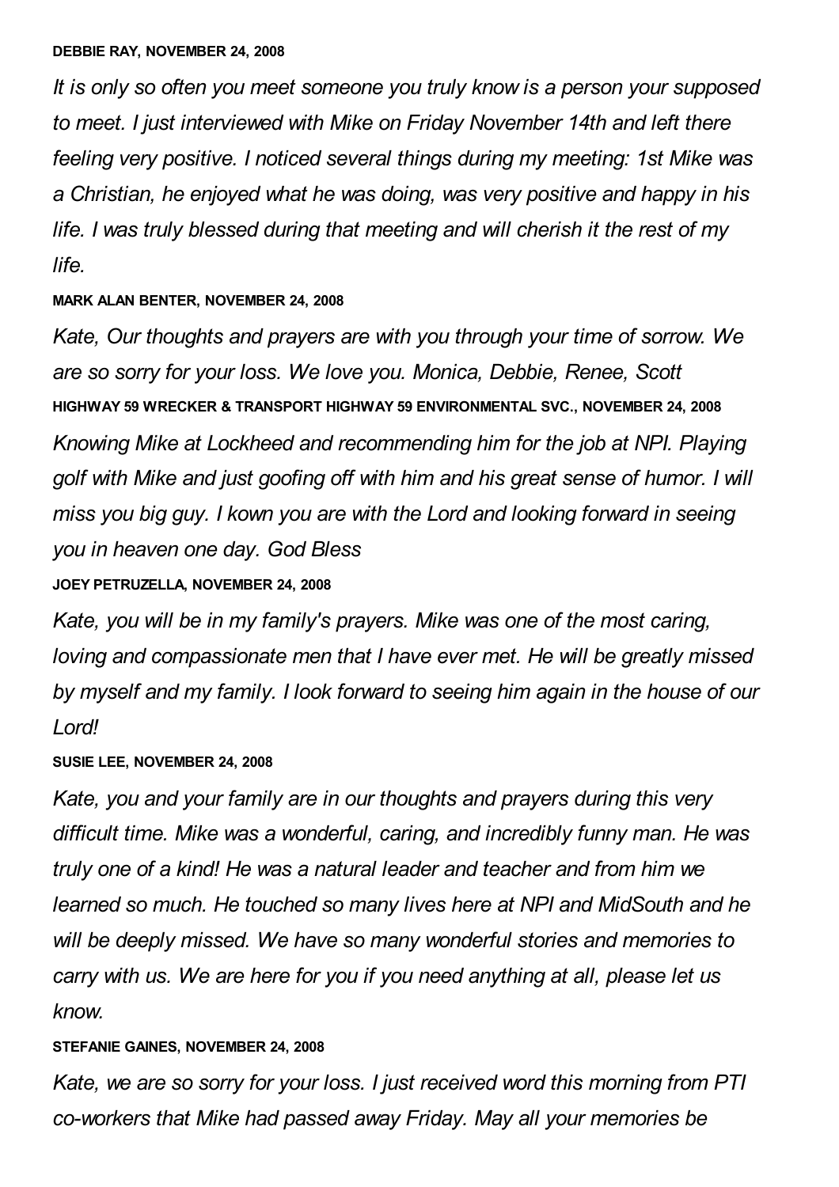**DEBBIE RAY, NOVEMBER 24, 2008**

*It is only so often you meet someone you truly know is a person your supposed to meet. I just interviewed with Mike on Friday November 14th and left there feeling very positive. I noticed several things during my meeting: 1st Mike was a Christian, he enjoyed what he was doing, was very positive and happy in his life. I was truly blessed during that meeting and will cherish it the rest of my life.*

**MARK ALAN BENTER, NOVEMBER 24, 2008**

*Kate, Our thoughts and prayers are with you through your time of sorrow. We are so sorry for your loss. We love you. Monica, Debbie, Renee, Scott*

**HIGHWAY 59 WRECKER & TRANSPORT HIGHWAY 59 ENVIRONMENTAL SVC., NOVEMBER 24, 2008**

*Knowing Mike at Lockheed and recommending him for the job at NPI. Playing golf with Mike and just goofing off with him and his great sense of humor. I will miss you big guy. I kown you are with the Lord and looking forward in seeing you in heaven one day. God Bless*

**JOEY PETRUZELLA, NOVEMBER 24, 2008**

*Kate, you will be in my family's prayers. Mike was one of the most caring, loving and compassionate men that I have ever met. He will be greatly missed by myself and my family. I look forward to seeing him again in the house of our Lord!*

**SUSIE LEE, NOVEMBER 24, 2008**

*Kate, you and your family are in our thoughts and prayers during this very difficult time. Mike was a wonderful, caring, and incredibly funny man. He was truly one of a kind! He was a natural leader and teacher and from him we learned so much. He touched so many lives here at NPI and MidSouth and he will be deeply missed. We have so many wonderful stories and memories to carry with us. We are here for you if you need anything at all, please let us know.*

**STEFANIE GAINES, NOVEMBER 24, 2008**

*Kate, we are so sorry for your loss. I just received word this morning from PTI co-workers that Mike had passed away Friday. May all your memories be*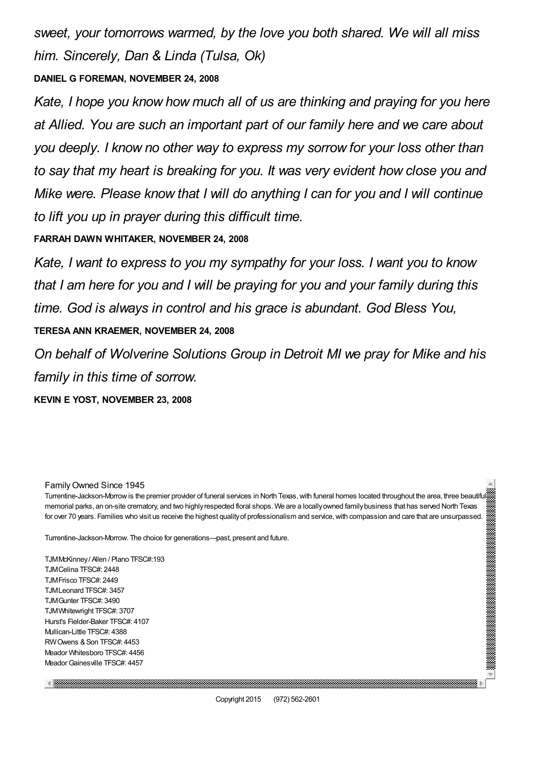*sweet, your tomorrows warmed, by the love you both shared. We will all miss him. Sincerely, Dan & Linda (Tulsa, Ok)*

**DANIEL G FOREMAN, NOVEMBER 24, 2008**

*Kate, I hope you know how much all of us are thinking and praying for you here at Allied. You are such an important part of our family here and we care about you deeply. I know no other way to express my sorrow for your loss other than to say that my heart is breaking for you. It was very evident how close you and Mike were. Please know that I will do anything I can for you and I will continue to lift you up in prayer during this difficult time.*

**FARRAH DAWN WHITAKER, NOVEMBER 24, 2008**

*Kate, I want to express to you my sympathy for your loss. I want you to know that I am here for you and I will be praying for you and your family during this time. God is always in control and his grace is abundant. God Bless You,*

**TERESA ANN KRAEMER, NOVEMBER 24, 2008**

*On behalf of Wolverine Solutions Group in Detroit MI we pray for Mike and his family in this time of sorrow.*

**KEVIN E YOST, NOVEMBER 23, 2008**

Family Owned Since 1945

Turrentine-Jackson-Morrow is the premier provider of funeral services in North Texas, with funeral homes located throughout the area, three beautiful memorial parks, an on-site crematory, and two highly respected floral shops. We are a locally owned family business that has served North Texas for over 70 years. Families who visit us receive the highest quality of professionalism and service, with compassion and care that are unsurpassed.

Turrentine-Jackson-Morrow. The choice for generations—past, present and future.

TJM McKinney / Allen / Plano TFSC#:193
TJM Celina TFSC#: 2448
TJM Frisco TFSC#: 2449
TJM Leonard TFSC#: 3457
TJM Gunter TFSC#: 3490
TJM Whitewright TFSC#: 3707
Hurst's Fielder-Baker TFSC#: 4107
Mullican-Little TFSC#: 4388
RW Owens & Son TFSC#: 4453
Meador Whitesboro TFSC#: 4456
Meador Gainesville TFSC#: 4457

Copyright 2015 (972) 562-2601